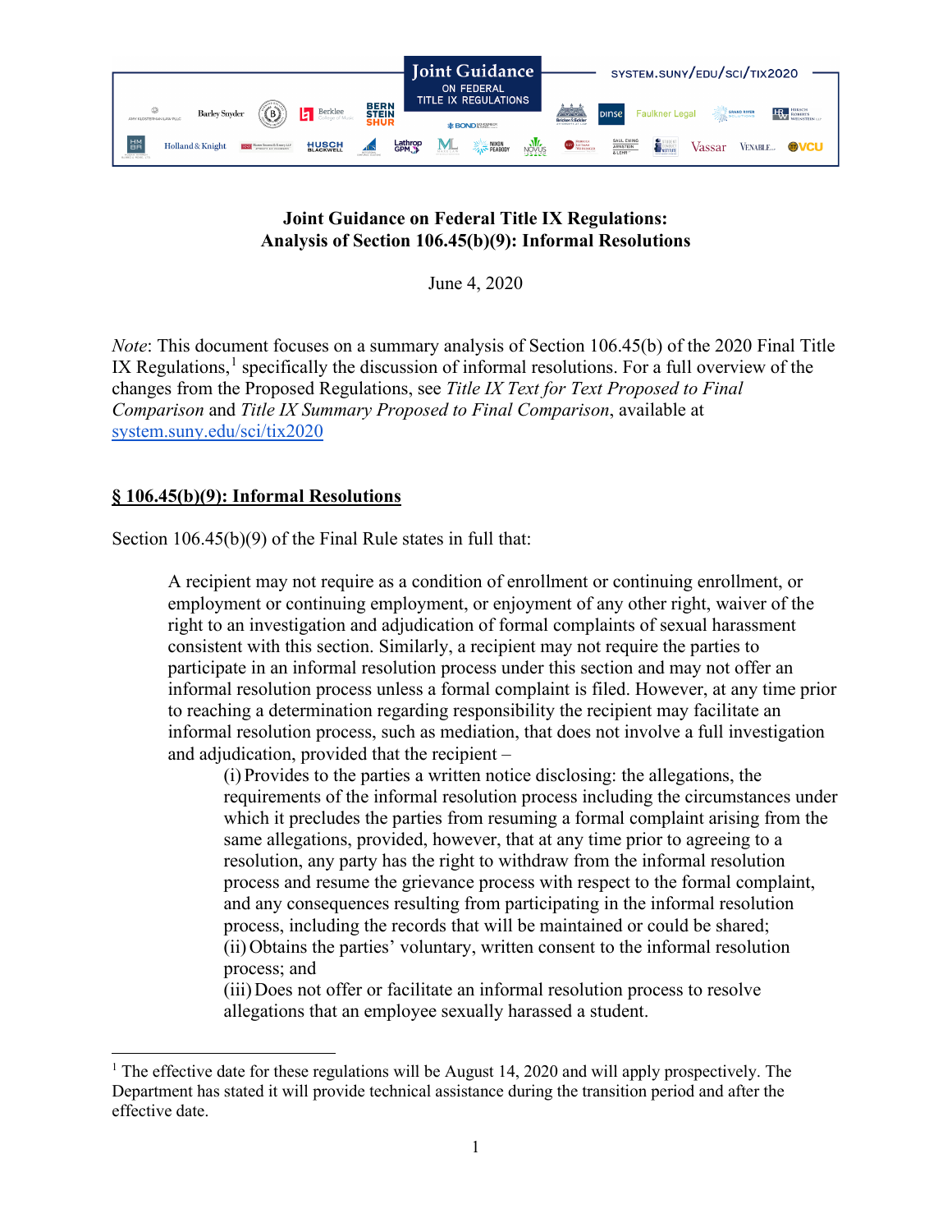Joint Guidance ON FEDERAL TITLE IX REGULATIONS

SYSTEM.SUNY/EDU/SCI/TIX2020

# Joint Guidance on Federal Title IX Regulations: Analysis of Section 106.45(b)(9): Informal Resolutions

June 4, 2020

*Note*: This document focuses on a summary analysis of Section 106.45(b) of the 2020 Final Title IX Regulations,[1] specifically the discussion of informal resolutions. For a full overview of the changes from the Proposed Regulations, see *Title IX Text for Text Proposed to Final Comparison* and *Title IX Summary Proposed to Final Comparison*, available at [system.suny.edu/sci/tix2020](system.suny.edu/sci/tix2020)

## § 106.45(b)(9): Informal Resolutions

Section 106.45(b)(9) of the Final Rule states in full that:

> A recipient may not require as a condition of enrollment or continuing enrollment, or employment or continuing employment, or enjoyment of any other right, waiver of the right to an investigation and adjudication of formal complaints of sexual harassment consistent with this section. Similarly, a recipient may not require the parties to participate in an informal resolution process under this section and may not offer an informal resolution process unless a formal complaint is filed. However, at any time prior to reaching a determination regarding responsibility the recipient may facilitate an informal resolution process, such as mediation, that does not involve a full investigation and adjudication, provided that the recipient –
>
> (i) Provides to the parties a written notice disclosing: the allegations, the requirements of the informal resolution process including the circumstances under which it precludes the parties from resuming a formal complaint arising from the same allegations, provided, however, that at any time prior to agreeing to a resolution, any party has the right to withdraw from the informal resolution process and resume the grievance process with respect to the formal complaint, and any consequences resulting from participating in the informal resolution process, including the records that will be maintained or could be shared;
>
> (ii) Obtains the parties' voluntary, written consent to the informal resolution process; and
>
> (iii) Does not offer or facilitate an informal resolution process to resolve allegations that an employee sexually harassed a student.

[1] The effective date for these regulations will be August 14, 2020 and will apply prospectively. The Department has stated it will provide technical assistance during the transition period and after the effective date.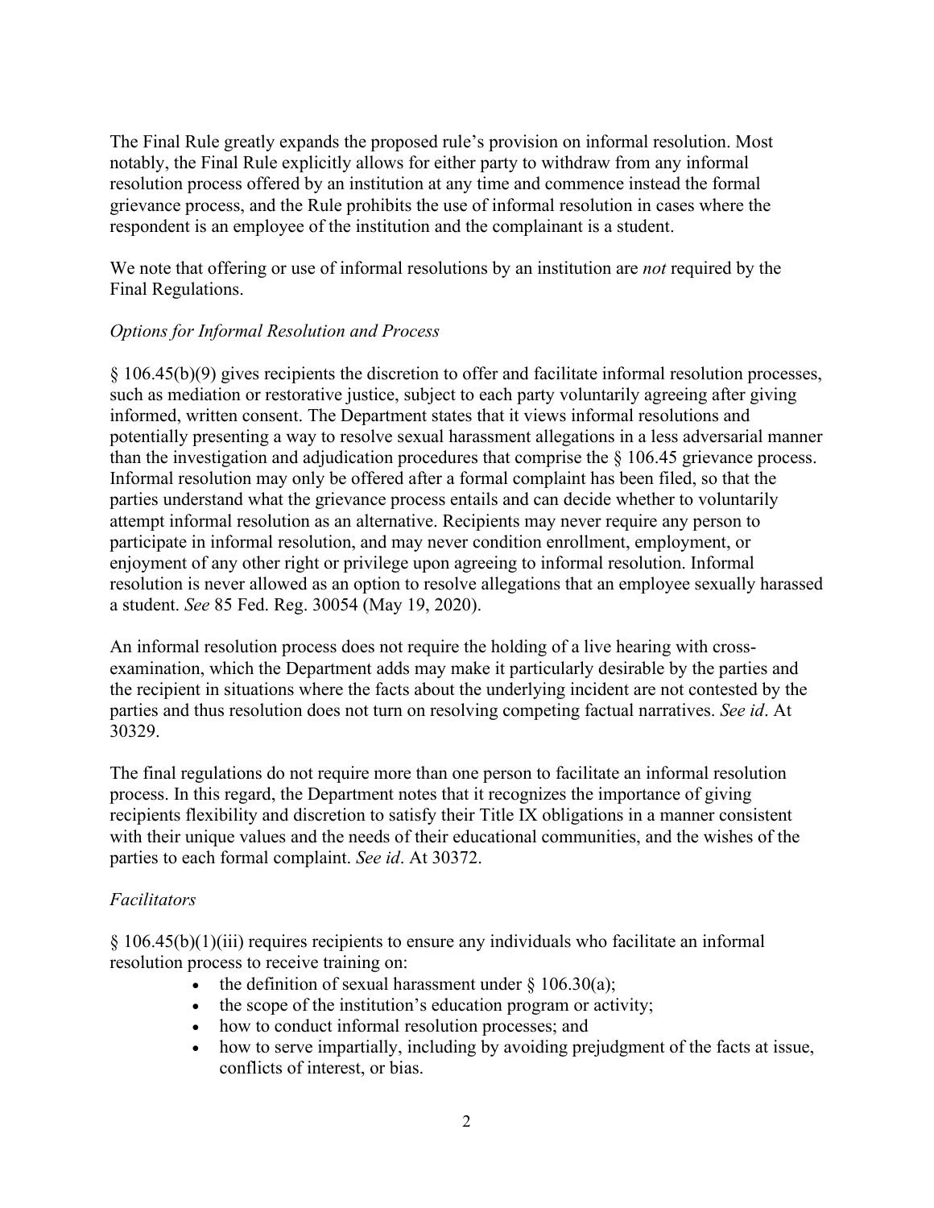The Final Rule greatly expands the proposed rule's provision on informal resolution. Most notably, the Final Rule explicitly allows for either party to withdraw from any informal resolution process offered by an institution at any time and commence instead the formal grievance process, and the Rule prohibits the use of informal resolution in cases where the respondent is an employee of the institution and the complainant is a student.

We note that offering or use of informal resolutions by an institution are *not* required by the Final Regulations.

*Options for Informal Resolution and Process*

§ 106.45(b)(9) gives recipients the discretion to offer and facilitate informal resolution processes, such as mediation or restorative justice, subject to each party voluntarily agreeing after giving informed, written consent. The Department states that it views informal resolutions and potentially presenting a way to resolve sexual harassment allegations in a less adversarial manner than the investigation and adjudication procedures that comprise the § 106.45 grievance process. Informal resolution may only be offered after a formal complaint has been filed, so that the parties understand what the grievance process entails and can decide whether to voluntarily attempt informal resolution as an alternative. Recipients may never require any person to participate in informal resolution, and may never condition enrollment, employment, or enjoyment of any other right or privilege upon agreeing to informal resolution. Informal resolution is never allowed as an option to resolve allegations that an employee sexually harassed a student. *See* 85 Fed. Reg. 30054 (May 19, 2020).

An informal resolution process does not require the holding of a live hearing with cross-examination, which the Department adds may make it particularly desirable by the parties and the recipient in situations where the facts about the underlying incident are not contested by the parties and thus resolution does not turn on resolving competing factual narratives. *See id*. At 30329.

The final regulations do not require more than one person to facilitate an informal resolution process. In this regard, the Department notes that it recognizes the importance of giving recipients flexibility and discretion to satisfy their Title IX obligations in a manner consistent with their unique values and the needs of their educational communities, and the wishes of the parties to each formal complaint. *See id*. At 30372.

*Facilitators*

§ 106.45(b)(1)(iii) requires recipients to ensure any individuals who facilitate an informal resolution process to receive training on:

- the definition of sexual harassment under § 106.30(a);
- the scope of the institution's education program or activity;
- how to conduct informal resolution processes; and
- how to serve impartially, including by avoiding prejudgment of the facts at issue, conflicts of interest, or bias.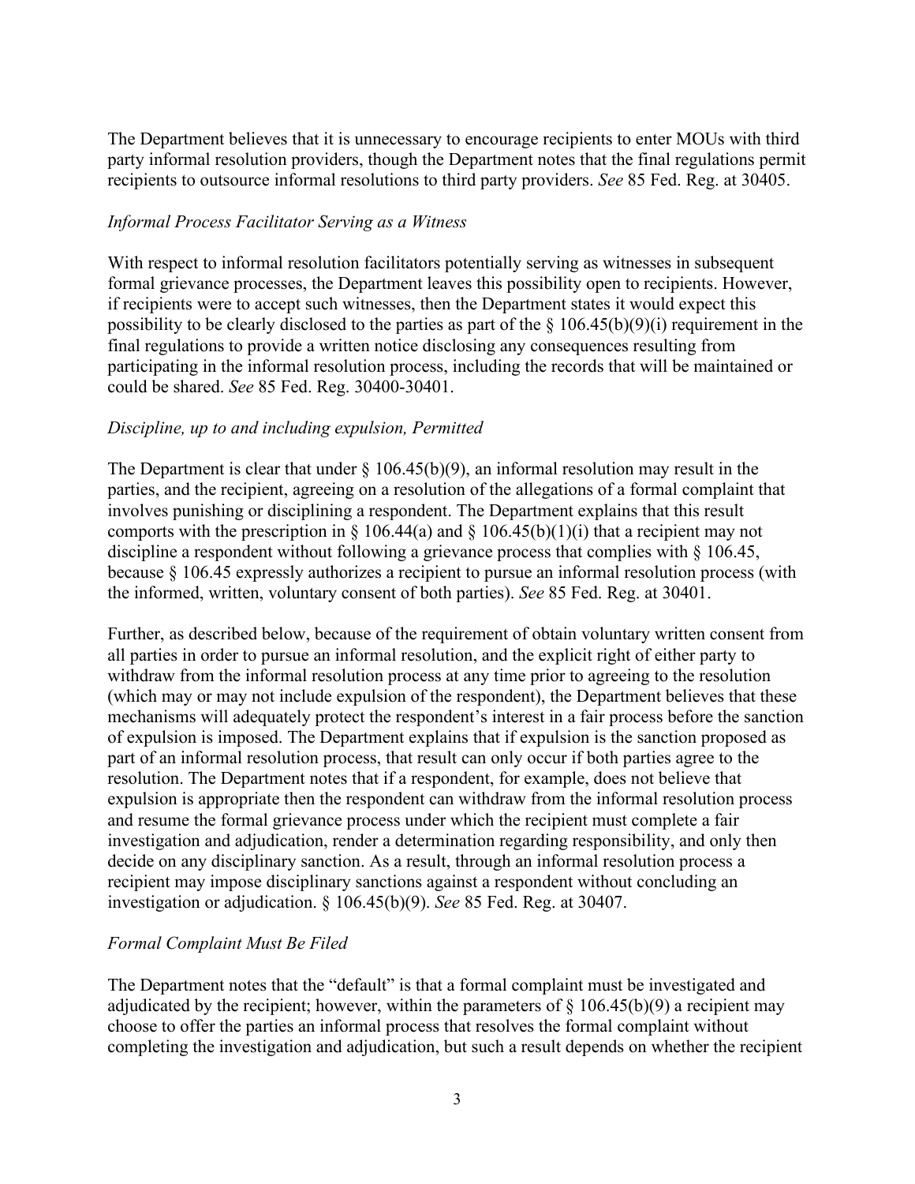The Department believes that it is unnecessary to encourage recipients to enter MOUs with third party informal resolution providers, though the Department notes that the final regulations permit recipients to outsource informal resolutions to third party providers. *See* 85 Fed. Reg. at 30405.

*Informal Process Facilitator Serving as a Witness*

With respect to informal resolution facilitators potentially serving as witnesses in subsequent formal grievance processes, the Department leaves this possibility open to recipients. However, if recipients were to accept such witnesses, then the Department states it would expect this possibility to be clearly disclosed to the parties as part of the § 106.45(b)(9)(i) requirement in the final regulations to provide a written notice disclosing any consequences resulting from participating in the informal resolution process, including the records that will be maintained or could be shared. *See* 85 Fed. Reg. 30400-30401.

*Discipline, up to and including expulsion, Permitted*

The Department is clear that under § 106.45(b)(9), an informal resolution may result in the parties, and the recipient, agreeing on a resolution of the allegations of a formal complaint that involves punishing or disciplining a respondent. The Department explains that this result comports with the prescription in § 106.44(a) and § 106.45(b)(1)(i) that a recipient may not discipline a respondent without following a grievance process that complies with § 106.45, because § 106.45 expressly authorizes a recipient to pursue an informal resolution process (with the informed, written, voluntary consent of both parties). *See* 85 Fed. Reg. at 30401.

Further, as described below, because of the requirement of obtain voluntary written consent from all parties in order to pursue an informal resolution, and the explicit right of either party to withdraw from the informal resolution process at any time prior to agreeing to the resolution (which may or may not include expulsion of the respondent), the Department believes that these mechanisms will adequately protect the respondent's interest in a fair process before the sanction of expulsion is imposed. The Department explains that if expulsion is the sanction proposed as part of an informal resolution process, that result can only occur if both parties agree to the resolution. The Department notes that if a respondent, for example, does not believe that expulsion is appropriate then the respondent can withdraw from the informal resolution process and resume the formal grievance process under which the recipient must complete a fair investigation and adjudication, render a determination regarding responsibility, and only then decide on any disciplinary sanction. As a result, through an informal resolution process a recipient may impose disciplinary sanctions against a respondent without concluding an investigation or adjudication. § 106.45(b)(9). *See* 85 Fed. Reg. at 30407.

*Formal Complaint Must Be Filed*

The Department notes that the "default" is that a formal complaint must be investigated and adjudicated by the recipient; however, within the parameters of § 106.45(b)(9) a recipient may choose to offer the parties an informal process that resolves the formal complaint without completing the investigation and adjudication, but such a result depends on whether the recipient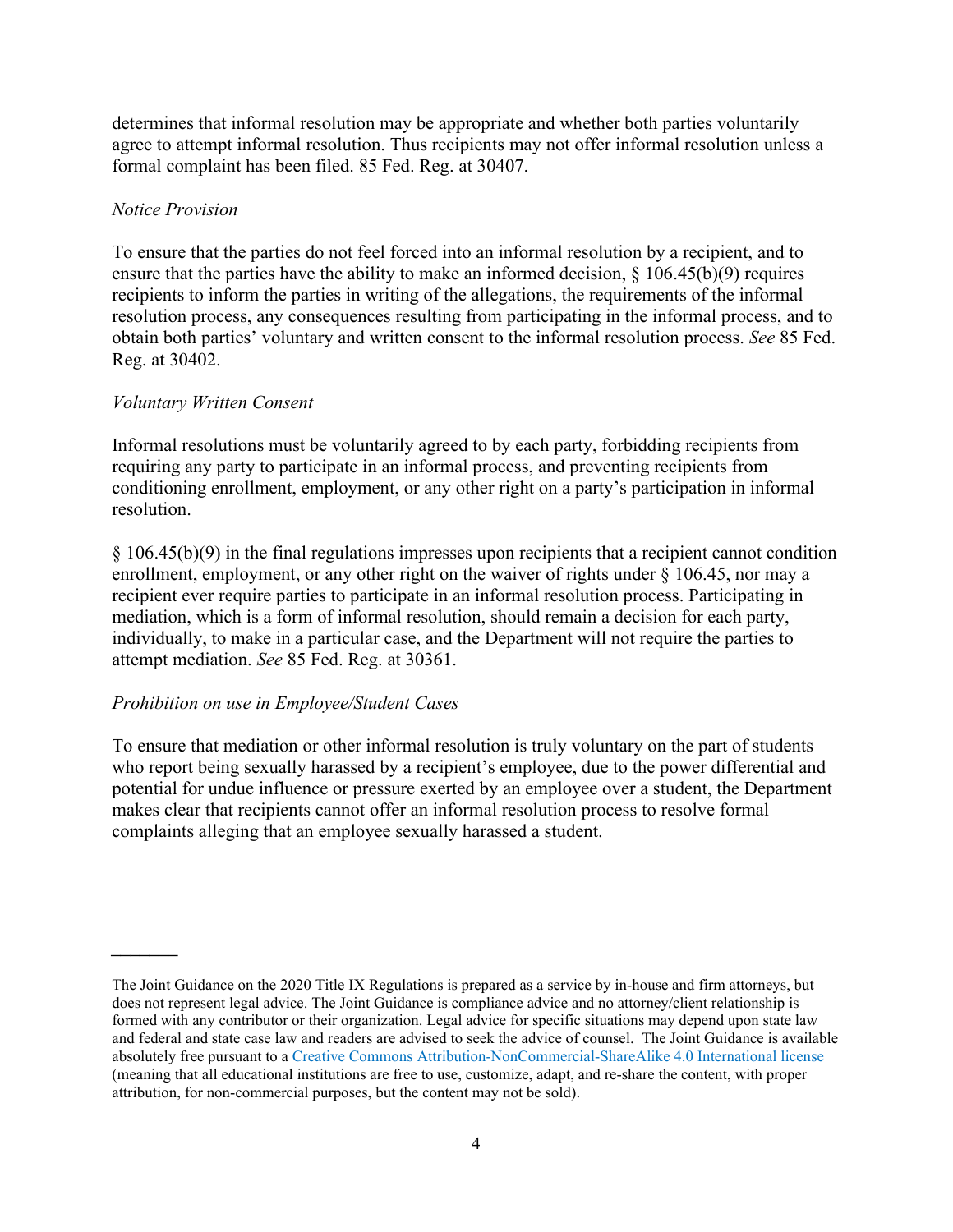determines that informal resolution may be appropriate and whether both parties voluntarily agree to attempt informal resolution. Thus recipients may not offer informal resolution unless a formal complaint has been filed. 85 Fed. Reg. at 30407.

*Notice Provision*

To ensure that the parties do not feel forced into an informal resolution by a recipient, and to ensure that the parties have the ability to make an informed decision, § 106.45(b)(9) requires recipients to inform the parties in writing of the allegations, the requirements of the informal resolution process, any consequences resulting from participating in the informal process, and to obtain both parties' voluntary and written consent to the informal resolution process. *See* 85 Fed. Reg. at 30402.

*Voluntary Written Consent*

Informal resolutions must be voluntarily agreed to by each party, forbidding recipients from requiring any party to participate in an informal process, and preventing recipients from conditioning enrollment, employment, or any other right on a party's participation in informal resolution.

§ 106.45(b)(9) in the final regulations impresses upon recipients that a recipient cannot condition enrollment, employment, or any other right on the waiver of rights under § 106.45, nor may a recipient ever require parties to participate in an informal resolution process. Participating in mediation, which is a form of informal resolution, should remain a decision for each party, individually, to make in a particular case, and the Department will not require the parties to attempt mediation. *See* 85 Fed. Reg. at 30361.

*Prohibition on use in Employee/Student Cases*

To ensure that mediation or other informal resolution is truly voluntary on the part of students who report being sexually harassed by a recipient's employee, due to the power differential and potential for undue influence or pressure exerted by an employee over a student, the Department makes clear that recipients cannot offer an informal resolution process to resolve formal complaints alleging that an employee sexually harassed a student.

---

The Joint Guidance on the 2020 Title IX Regulations is prepared as a service by in-house and firm attorneys, but does not represent legal advice. The Joint Guidance is compliance advice and no attorney/client relationship is formed with any contributor or their organization. Legal advice for specific situations may depend upon state law and federal and state case law and readers are advised to seek the advice of counsel. The Joint Guidance is available absolutely free pursuant to a Creative Commons Attribution-NonCommercial-ShareAlike 4.0 International license (meaning that all educational institutions are free to use, customize, adapt, and re-share the content, with proper attribution, for non-commercial purposes, but the content may not be sold).